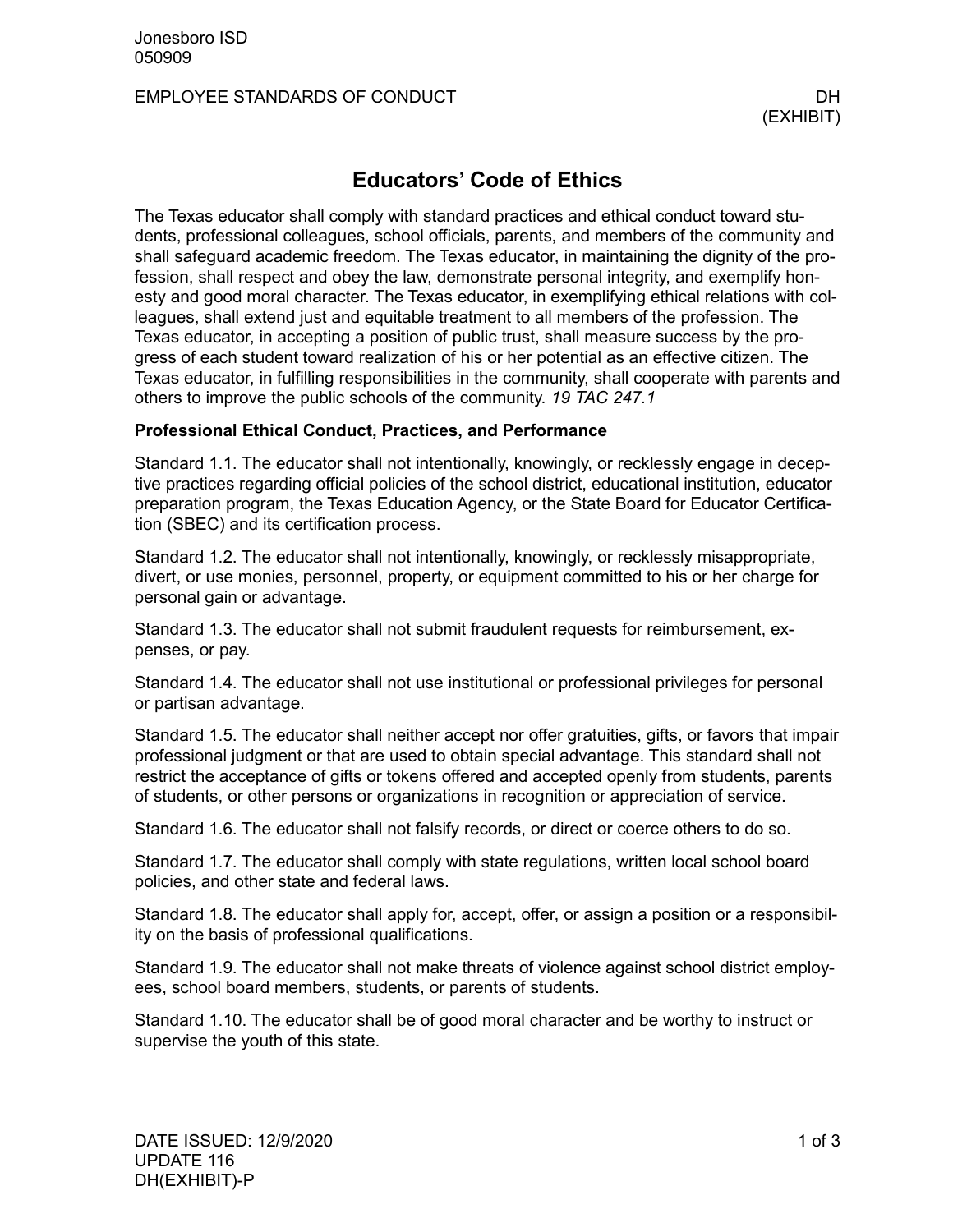# Educators' Code of Ethics

The Texas educator shall comply with standard practices and ethical conduct toward students, professional colleagues, school officials, parents, and members of the community and shall safeguard academic freedom. The Texas educator, in maintaining the dignity of the profession, shall respect and obey the law, demonstrate personal integrity, and exemplify honesty and good moral character. The Texas educator, in exemplifying ethical relations with colleagues, shall extend just and equitable treatment to all members of the profession. The Texas educator, in accepting a position of public trust, shall measure success by the progress of each student toward realization of his or her potential as an effective citizen. The Texas educator, in fulfilling responsibilities in the community, shall cooperate with parents and others to improve the public schools of the community. *19 TAC 247.1*

## Professional Ethical Conduct, Practices, and Performance

Standard 1.1. The educator shall not intentionally, knowingly, or recklessly engage in deceptive practices regarding official policies of the school district, educational institution, educator preparation program, the Texas Education Agency, or the State Board for Educator Certification (SBEC) and its certification process.

Standard 1.2. The educator shall not intentionally, knowingly, or recklessly misappropriate, divert, or use monies, personnel, property, or equipment committed to his or her charge for personal gain or advantage.

Standard 1.3. The educator shall not submit fraudulent requests for reimbursement, expenses, or pay.

Standard 1.4. The educator shall not use institutional or professional privileges for personal or partisan advantage.

Standard 1.5. The educator shall neither accept nor offer gratuities, gifts, or favors that impair professional judgment or that are used to obtain special advantage. This standard shall not restrict the acceptance of gifts or tokens offered and accepted openly from students, parents of students, or other persons or organizations in recognition or appreciation of service.

Standard 1.6. The educator shall not falsify records, or direct or coerce others to do so.

Standard 1.7. The educator shall comply with state regulations, written local school board policies, and other state and federal laws.

Standard 1.8. The educator shall apply for, accept, offer, or assign a position or a responsibility on the basis of professional qualifications.

Standard 1.9. The educator shall not make threats of violence against school district employees, school board members, students, or parents of students.

Standard 1.10. The educator shall be of good moral character and be worthy to instruct or supervise the youth of this state.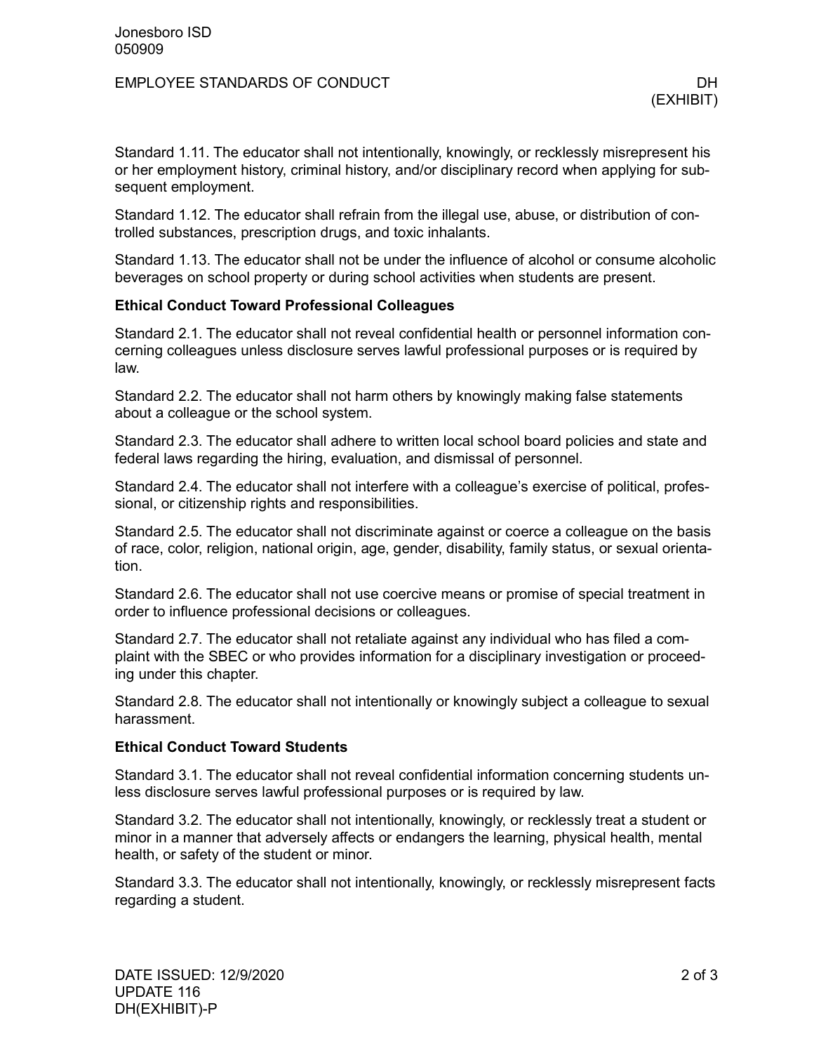Standard 1.11. The educator shall not intentionally, knowingly, or recklessly misrepresent his or her employment history, criminal history, and/or disciplinary record when applying for subsequent employment.

Standard 1.12. The educator shall refrain from the illegal use, abuse, or distribution of controlled substances, prescription drugs, and toxic inhalants.

Standard 1.13. The educator shall not be under the influence of alcohol or consume alcoholic beverages on school property or during school activities when students are present.

**Ethical Conduct Toward Professional Colleagues**

Standard 2.1. The educator shall not reveal confidential health or personnel information concerning colleagues unless disclosure serves lawful professional purposes or is required by law.

Standard 2.2. The educator shall not harm others by knowingly making false statements about a colleague or the school system.

Standard 2.3. The educator shall adhere to written local school board policies and state and federal laws regarding the hiring, evaluation, and dismissal of personnel.

Standard 2.4. The educator shall not interfere with a colleague's exercise of political, professional, or citizenship rights and responsibilities.

Standard 2.5. The educator shall not discriminate against or coerce a colleague on the basis of race, color, religion, national origin, age, gender, disability, family status, or sexual orientation.

Standard 2.6. The educator shall not use coercive means or promise of special treatment in order to influence professional decisions or colleagues.

Standard 2.7. The educator shall not retaliate against any individual who has filed a complaint with the SBEC or who provides information for a disciplinary investigation or proceeding under this chapter.

Standard 2.8. The educator shall not intentionally or knowingly subject a colleague to sexual harassment.

**Ethical Conduct Toward Students**

Standard 3.1. The educator shall not reveal confidential information concerning students unless disclosure serves lawful professional purposes or is required by law.

Standard 3.2. The educator shall not intentionally, knowingly, or recklessly treat a student or minor in a manner that adversely affects or endangers the learning, physical health, mental health, or safety of the student or minor.

Standard 3.3. The educator shall not intentionally, knowingly, or recklessly misrepresent facts regarding a student.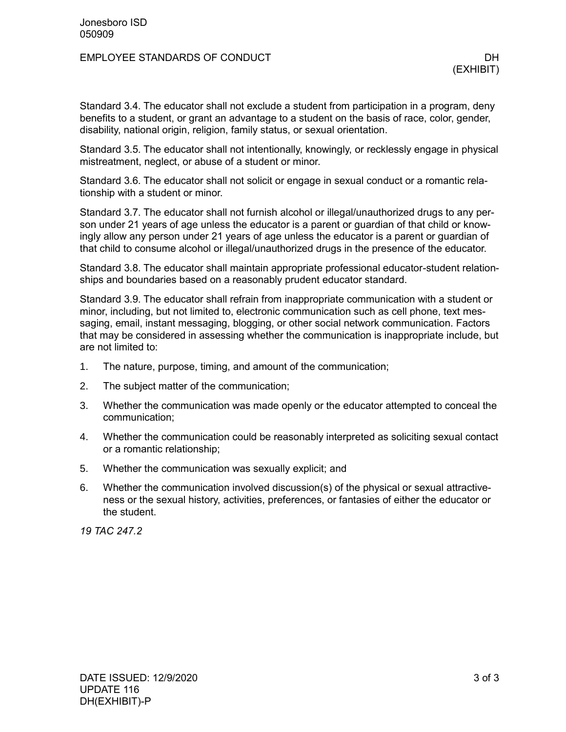Standard 3.4. The educator shall not exclude a student from participation in a program, deny benefits to a student, or grant an advantage to a student on the basis of race, color, gender, disability, national origin, religion, family status, or sexual orientation.

Standard 3.5. The educator shall not intentionally, knowingly, or recklessly engage in physical mistreatment, neglect, or abuse of a student or minor.

Standard 3.6. The educator shall not solicit or engage in sexual conduct or a romantic relationship with a student or minor.

Standard 3.7. The educator shall not furnish alcohol or illegal/unauthorized drugs to any person under 21 years of age unless the educator is a parent or guardian of that child or knowingly allow any person under 21 years of age unless the educator is a parent or guardian of that child to consume alcohol or illegal/unauthorized drugs in the presence of the educator.

Standard 3.8. The educator shall maintain appropriate professional educator-student relationships and boundaries based on a reasonably prudent educator standard.

Standard 3.9. The educator shall refrain from inappropriate communication with a student or minor, including, but not limited to, electronic communication such as cell phone, text messaging, email, instant messaging, blogging, or other social network communication. Factors that may be considered in assessing whether the communication is inappropriate include, but are not limited to:

1. The nature, purpose, timing, and amount of the communication;
2. The subject matter of the communication;
3. Whether the communication was made openly or the educator attempted to conceal the communication;
4. Whether the communication could be reasonably interpreted as soliciting sexual contact or a romantic relationship;
5. Whether the communication was sexually explicit; and
6. Whether the communication involved discussion(s) of the physical or sexual attractiveness or the sexual history, activities, preferences, or fantasies of either the educator or the student.

*19 TAC 247.2*